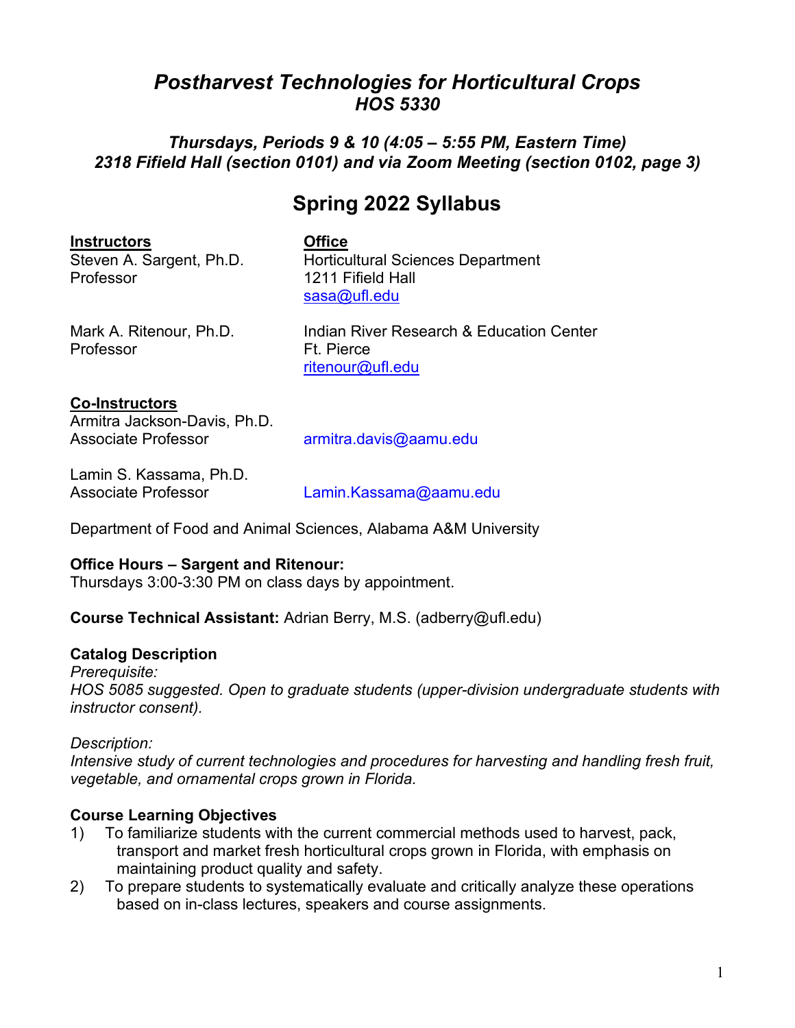# *Postharvest Technologies for Horticultural Crops*
## *HOS 5330*

***Thursdays, Periods 9 & 10 (4:05 – 5:55 PM, Eastern Time)***
***2318 Fifield Hall (section 0101) and via Zoom Meeting (section 0102, page 3)***

## Spring 2022 Syllabus

| **Instructors** | **Office** |
|---|---|
| Steven A. Sargent, Ph.D.<br>Professor | Horticultural Sciences Department<br>1211 Fifield Hall<br>sasa@ufl.edu |
| Mark A. Ritenour, Ph.D.<br>Professor | Indian River Research & Education Center<br>Ft. Pierce<br>ritenour@ufl.edu |

**Co-Instructors**

Armitra Jackson-Davis, Ph.D.
Associate Professor — armitra.davis@aamu.edu

Lamin S. Kassama, Ph.D.
Associate Professor — Lamin.Kassama@aamu.edu

Department of Food and Animal Sciences, Alabama A&M University

**Office Hours – Sargent and Ritenour:**
Thursdays 3:00-3:30 PM on class days by appointment.

**Course Technical Assistant:** Adrian Berry, M.S. (adberry@ufl.edu)

**Catalog Description**

*Prerequisite:*
*HOS 5085 suggested. Open to graduate students (upper-division undergraduate students with instructor consent).*

*Description:*
*Intensive study of current technologies and procedures for harvesting and handling fresh fruit, vegetable, and ornamental crops grown in Florida.*

**Course Learning Objectives**

1) To familiarize students with the current commercial methods used to harvest, pack, transport and market fresh horticultural crops grown in Florida, with emphasis on maintaining product quality and safety.
2) To prepare students to systematically evaluate and critically analyze these operations based on in-class lectures, speakers and course assignments.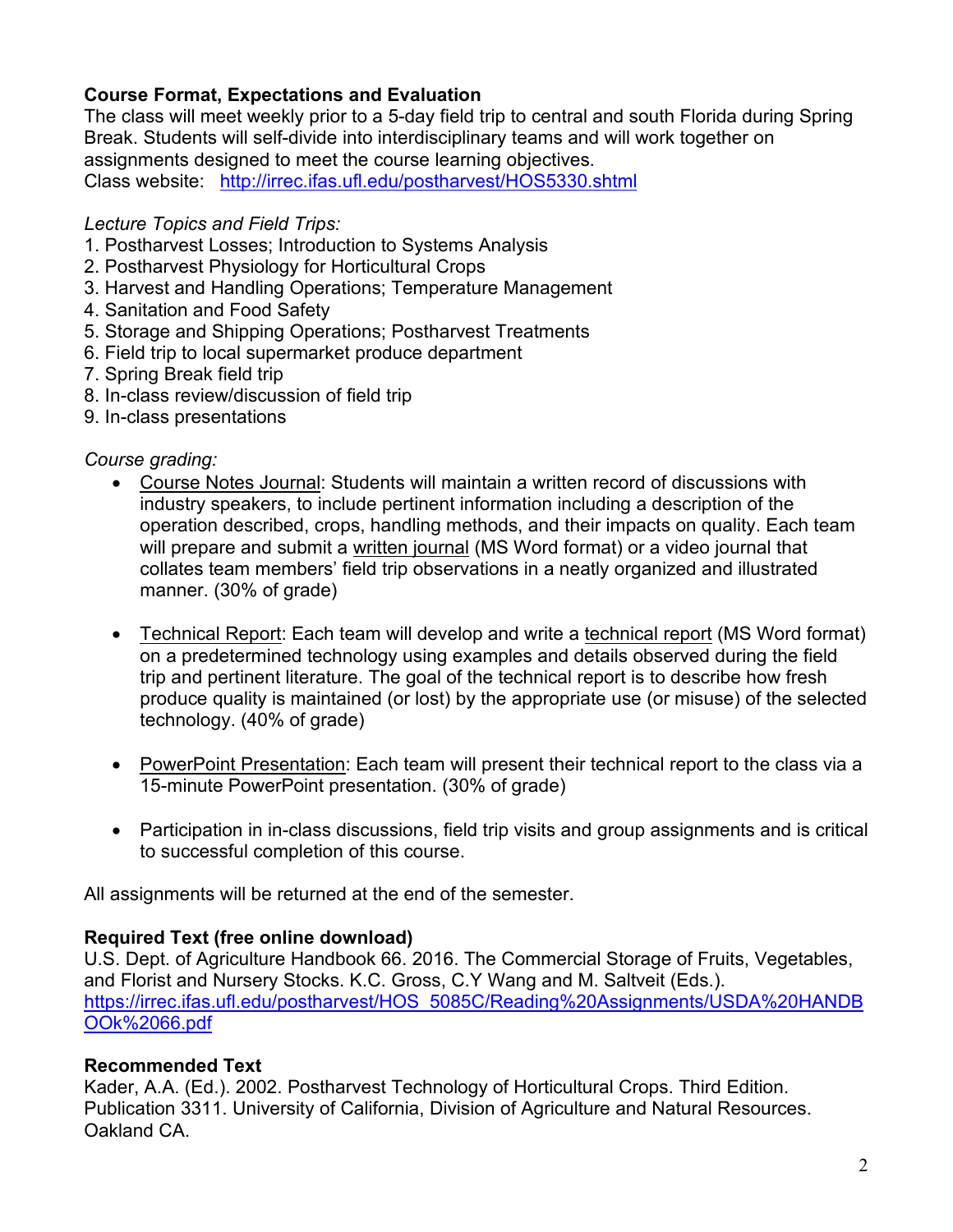**Course Format, Expectations and Evaluation**

The class will meet weekly prior to a 5-day field trip to central and south Florida during Spring Break. Students will self-divide into interdisciplinary teams and will work together on assignments designed to meet the course learning objectives.
Class website: http://irrec.ifas.ufl.edu/postharvest/HOS5330.shtml

*Lecture Topics and Field Trips:*

1. Postharvest Losses; Introduction to Systems Analysis
2. Postharvest Physiology for Horticultural Crops
3. Harvest and Handling Operations; Temperature Management
4. Sanitation and Food Safety
5. Storage and Shipping Operations; Postharvest Treatments
6. Field trip to local supermarket produce department
7. Spring Break field trip
8. In-class review/discussion of field trip
9. In-class presentations

*Course grading:*

- Course Notes Journal: Students will maintain a written record of discussions with industry speakers, to include pertinent information including a description of the operation described, crops, handling methods, and their impacts on quality. Each team will prepare and submit a written journal (MS Word format) or a video journal that collates team members' field trip observations in a neatly organized and illustrated manner. (30% of grade)

- Technical Report: Each team will develop and write a technical report (MS Word format) on a predetermined technology using examples and details observed during the field trip and pertinent literature. The goal of the technical report is to describe how fresh produce quality is maintained (or lost) by the appropriate use (or misuse) of the selected technology. (40% of grade)

- PowerPoint Presentation: Each team will present their technical report to the class via a 15-minute PowerPoint presentation. (30% of grade)

- Participation in in-class discussions, field trip visits and group assignments and is critical to successful completion of this course.

All assignments will be returned at the end of the semester.

**Required Text (free online download)**

U.S. Dept. of Agriculture Handbook 66. 2016. The Commercial Storage of Fruits, Vegetables, and Florist and Nursery Stocks. K.C. Gross, C.Y Wang and M. Saltveit (Eds.).
https://irrec.ifas.ufl.edu/postharvest/HOS_5085C/Reading%20Assignments/USDA%20HANDBOOk%2066.pdf

**Recommended Text**

Kader, A.A. (Ed.). 2002. Postharvest Technology of Horticultural Crops. Third Edition. Publication 3311. University of California, Division of Agriculture and Natural Resources. Oakland CA.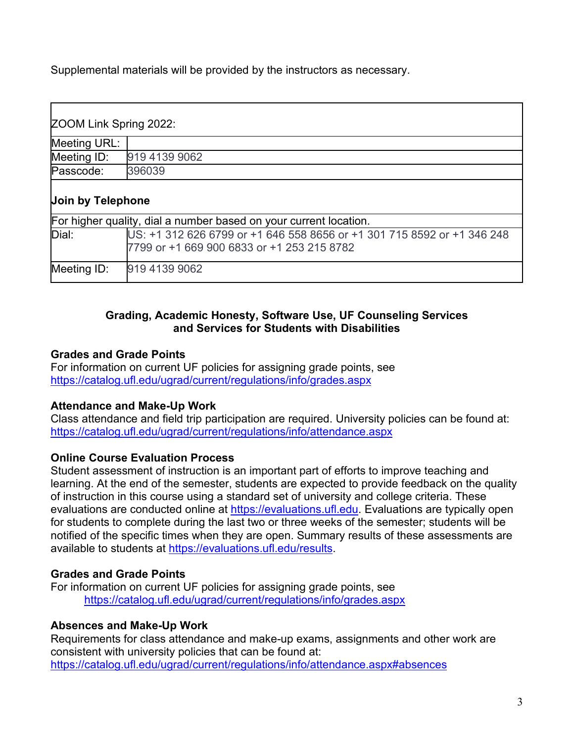Supplemental materials will be provided by the instructors as necessary.

| ZOOM Link Spring 2022: | |
|---|---|
| Meeting URL: | |
| Meeting ID: | 919 4139 9062 |
| Passcode: | 396039 |
| **Join by Telephone** | |
| For higher quality, dial a number based on your current location. | |
| Dial: | US: +1 312 626 6799 or +1 646 558 8656 or +1 301 715 8592 or +1 346 248 7799 or +1 669 900 6833 or +1 253 215 8782 |
| Meeting ID: | 919 4139 9062 |

## Grading, Academic Honesty, Software Use, UF Counseling Services and Services for Students with Disabilities

**Grades and Grade Points**
For information on current UF policies for assigning grade points, see https://catalog.ufl.edu/ugrad/current/regulations/info/grades.aspx

**Attendance and Make-Up Work**
Class attendance and field trip participation are required. University policies can be found at: https://catalog.ufl.edu/ugrad/current/regulations/info/attendance.aspx

**Online Course Evaluation Process**
Student assessment of instruction is an important part of efforts to improve teaching and learning. At the end of the semester, students are expected to provide feedback on the quality of instruction in this course using a standard set of university and college criteria. These evaluations are conducted online at https://evaluations.ufl.edu. Evaluations are typically open for students to complete during the last two or three weeks of the semester; students will be notified of the specific times when they are open. Summary results of these assessments are available to students at https://evaluations.ufl.edu/results.

**Grades and Grade Points**
For information on current UF policies for assigning grade points, see
https://catalog.ufl.edu/ugrad/current/regulations/info/grades.aspx

**Absences and Make-Up Work**
Requirements for class attendance and make-up exams, assignments and other work are consistent with university policies that can be found at:
https://catalog.ufl.edu/ugrad/current/regulations/info/attendance.aspx#absences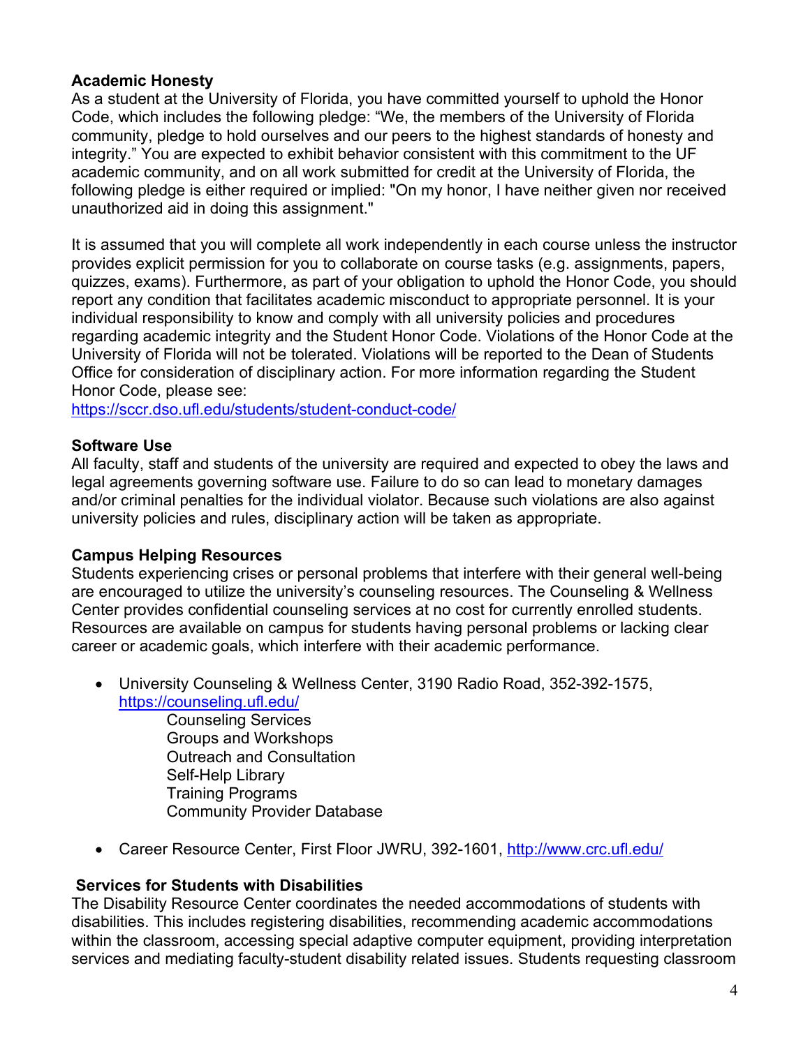**Academic Honesty**
As a student at the University of Florida, you have committed yourself to uphold the Honor Code, which includes the following pledge: "We, the members of the University of Florida community, pledge to hold ourselves and our peers to the highest standards of honesty and integrity." You are expected to exhibit behavior consistent with this commitment to the UF academic community, and on all work submitted for credit at the University of Florida, the following pledge is either required or implied: "On my honor, I have neither given nor received unauthorized aid in doing this assignment."

It is assumed that you will complete all work independently in each course unless the instructor provides explicit permission for you to collaborate on course tasks (e.g. assignments, papers, quizzes, exams). Furthermore, as part of your obligation to uphold the Honor Code, you should report any condition that facilitates academic misconduct to appropriate personnel. It is your individual responsibility to know and comply with all university policies and procedures regarding academic integrity and the Student Honor Code. Violations of the Honor Code at the University of Florida will not be tolerated. Violations will be reported to the Dean of Students Office for consideration of disciplinary action. For more information regarding the Student Honor Code, please see:
https://sccr.dso.ufl.edu/students/student-conduct-code/

**Software Use**
All faculty, staff and students of the university are required and expected to obey the laws and legal agreements governing software use. Failure to do so can lead to monetary damages and/or criminal penalties for the individual violator. Because such violations are also against university policies and rules, disciplinary action will be taken as appropriate.

**Campus Helping Resources**
Students experiencing crises or personal problems that interfere with their general well-being are encouraged to utilize the university's counseling resources. The Counseling & Wellness Center provides confidential counseling services at no cost for currently enrolled students. Resources are available on campus for students having personal problems or lacking clear career or academic goals, which interfere with their academic performance.

- University Counseling & Wellness Center, 3190 Radio Road, 352-392-1575, https://counseling.ufl.edu/
  - Counseling Services
  - Groups and Workshops
  - Outreach and Consultation
  - Self-Help Library
  - Training Programs
  - Community Provider Database
- Career Resource Center, First Floor JWRU, 392-1601, http://www.crc.ufl.edu/

**Services for Students with Disabilities**
The Disability Resource Center coordinates the needed accommodations of students with disabilities. This includes registering disabilities, recommending academic accommodations within the classroom, accessing special adaptive computer equipment, providing interpretation services and mediating faculty-student disability related issues. Students requesting classroom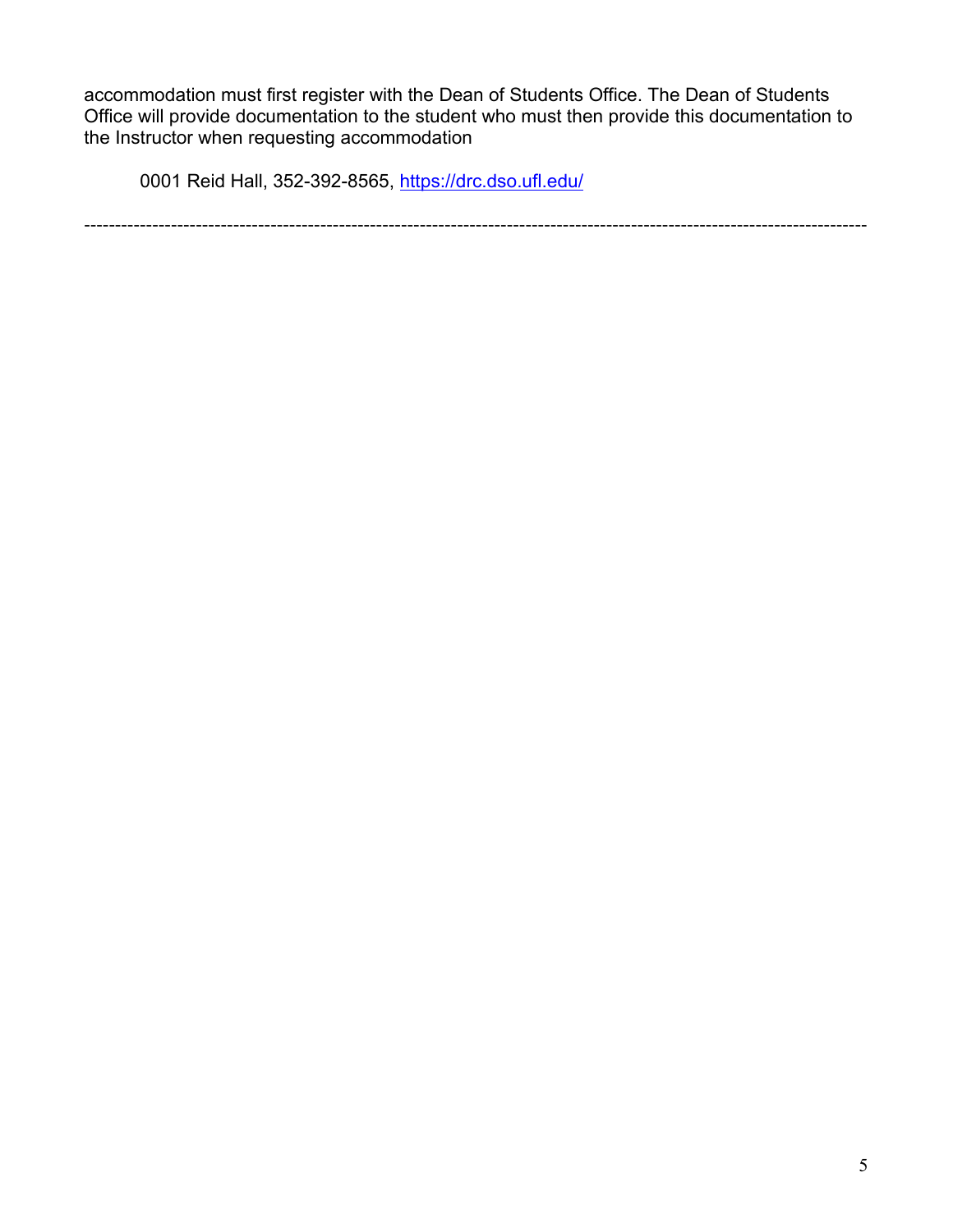accommodation must first register with the Dean of Students Office. The Dean of Students Office will provide documentation to the student who must then provide this documentation to the Instructor when requesting accommodation

0001 Reid Hall, 352-392-8565, https://drc.dso.ufl.edu/

---